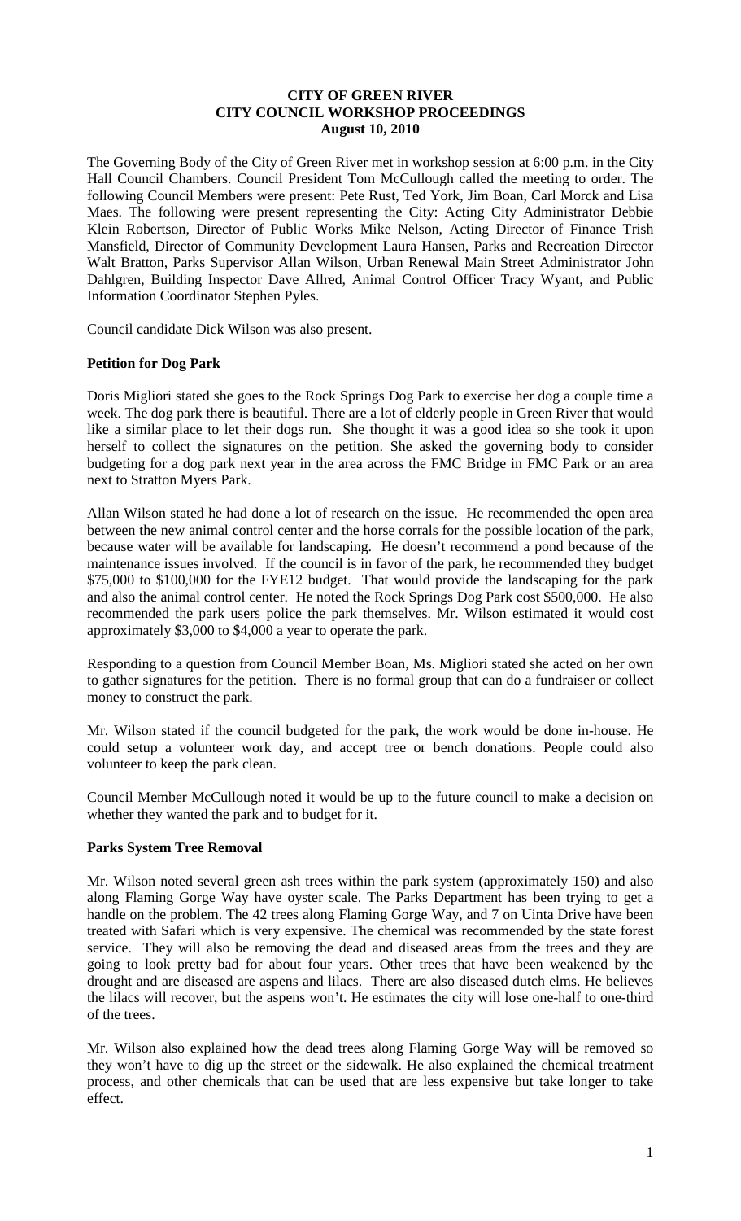# CITY OF GREEN RIVER
## CITY COUNCIL WORKSHOP PROCEEDINGS
### August 10, 2010

The Governing Body of the City of Green River met in workshop session at 6:00 p.m. in the City Hall Council Chambers. Council President Tom McCullough called the meeting to order. The following Council Members were present: Pete Rust, Ted York, Jim Boan, Carl Morck and Lisa Maes. The following were present representing the City: Acting City Administrator Debbie Klein Robertson, Director of Public Works Mike Nelson, Acting Director of Finance Trish Mansfield, Director of Community Development Laura Hansen, Parks and Recreation Director Walt Bratton, Parks Supervisor Allan Wilson, Urban Renewal Main Street Administrator John Dahlgren, Building Inspector Dave Allred, Animal Control Officer Tracy Wyant, and Public Information Coordinator Stephen Pyles.

Council candidate Dick Wilson was also present.

**Petition for Dog Park**

Doris Migliori stated she goes to the Rock Springs Dog Park to exercise her dog a couple time a week. The dog park there is beautiful. There are a lot of elderly people in Green River that would like a similar place to let their dogs run. She thought it was a good idea so she took it upon herself to collect the signatures on the petition. She asked the governing body to consider budgeting for a dog park next year in the area across the FMC Bridge in FMC Park or an area next to Stratton Myers Park.

Allan Wilson stated he had done a lot of research on the issue. He recommended the open area between the new animal control center and the horse corrals for the possible location of the park, because water will be available for landscaping. He doesn't recommend a pond because of the maintenance issues involved. If the council is in favor of the park, he recommended they budget $75,000 to $100,000 for the FYE12 budget. That would provide the landscaping for the park and also the animal control center. He noted the Rock Springs Dog Park cost $500,000. He also recommended the park users police the park themselves. Mr. Wilson estimated it would cost approximately $3,000 to $4,000 a year to operate the park.

Responding to a question from Council Member Boan, Ms. Migliori stated she acted on her own to gather signatures for the petition. There is no formal group that can do a fundraiser or collect money to construct the park.

Mr. Wilson stated if the council budgeted for the park, the work would be done in-house. He could setup a volunteer work day, and accept tree or bench donations. People could also volunteer to keep the park clean.

Council Member McCullough noted it would be up to the future council to make a decision on whether they wanted the park and to budget for it.

**Parks System Tree Removal**

Mr. Wilson noted several green ash trees within the park system (approximately 150) and also along Flaming Gorge Way have oyster scale. The Parks Department has been trying to get a handle on the problem. The 42 trees along Flaming Gorge Way, and 7 on Uinta Drive have been treated with Safari which is very expensive. The chemical was recommended by the state forest service. They will also be removing the dead and diseased areas from the trees and they are going to look pretty bad for about four years. Other trees that have been weakened by the drought and are diseased are aspens and lilacs. There are also diseased dutch elms. He believes the lilacs will recover, but the aspens won't. He estimates the city will lose one-half to one-third of the trees.

Mr. Wilson also explained how the dead trees along Flaming Gorge Way will be removed so they won't have to dig up the street or the sidewalk. He also explained the chemical treatment process, and other chemicals that can be used that are less expensive but take longer to take effect.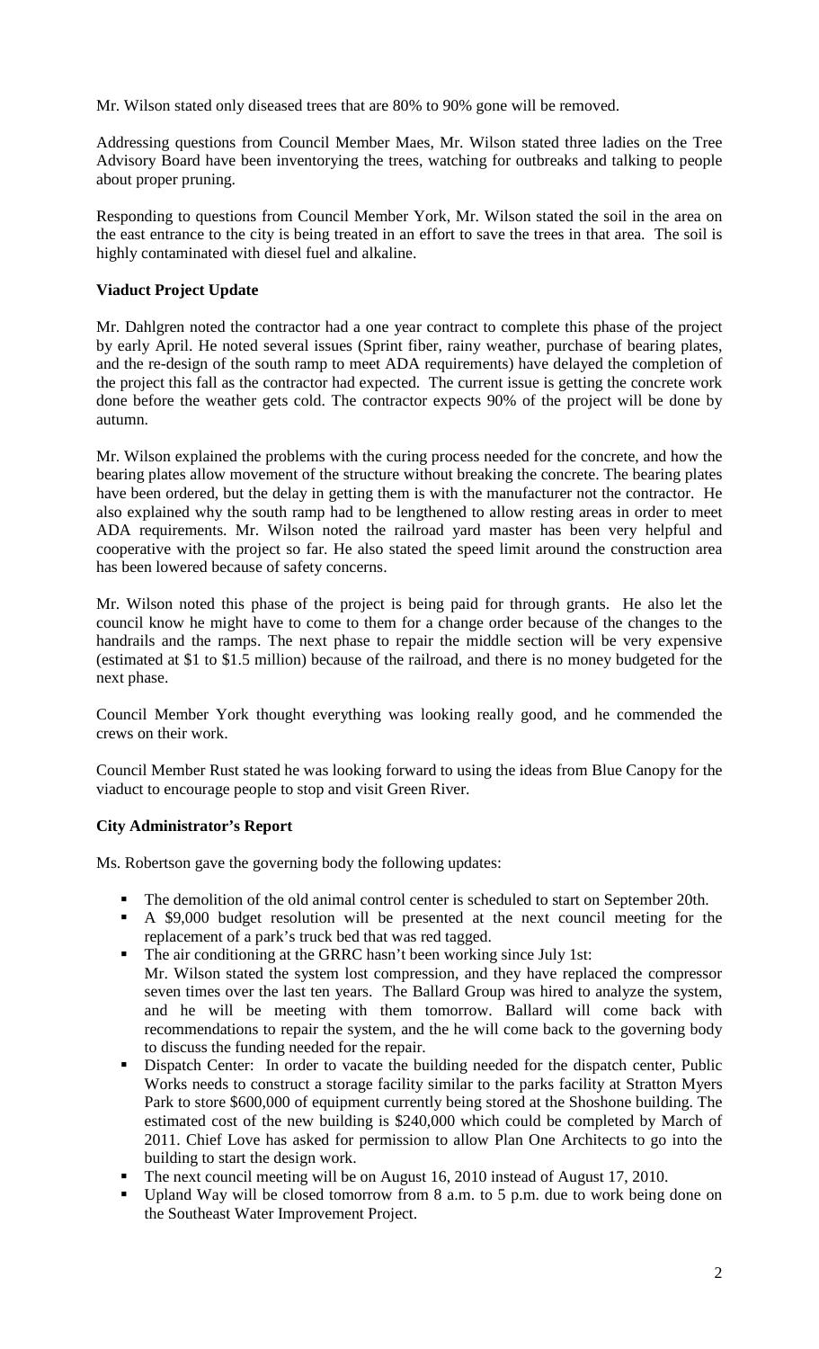Mr. Wilson stated only diseased trees that are 80% to 90% gone will be removed.

Addressing questions from Council Member Maes, Mr. Wilson stated three ladies on the Tree Advisory Board have been inventorying the trees, watching for outbreaks and talking to people about proper pruning.

Responding to questions from Council Member York, Mr. Wilson stated the soil in the area on the east entrance to the city is being treated in an effort to save the trees in that area. The soil is highly contaminated with diesel fuel and alkaline.

**Viaduct Project Update**

Mr. Dahlgren noted the contractor had a one year contract to complete this phase of the project by early April. He noted several issues (Sprint fiber, rainy weather, purchase of bearing plates, and the re-design of the south ramp to meet ADA requirements) have delayed the completion of the project this fall as the contractor had expected. The current issue is getting the concrete work done before the weather gets cold. The contractor expects 90% of the project will be done by autumn.

Mr. Wilson explained the problems with the curing process needed for the concrete, and how the bearing plates allow movement of the structure without breaking the concrete. The bearing plates have been ordered, but the delay in getting them is with the manufacturer not the contractor. He also explained why the south ramp had to be lengthened to allow resting areas in order to meet ADA requirements. Mr. Wilson noted the railroad yard master has been very helpful and cooperative with the project so far. He also stated the speed limit around the construction area has been lowered because of safety concerns.

Mr. Wilson noted this phase of the project is being paid for through grants. He also let the council know he might have to come to them for a change order because of the changes to the handrails and the ramps. The next phase to repair the middle section will be very expensive (estimated at $1 to $1.5 million) because of the railroad, and there is no money budgeted for the next phase.

Council Member York thought everything was looking really good, and he commended the crews on their work.

Council Member Rust stated he was looking forward to using the ideas from Blue Canopy for the viaduct to encourage people to stop and visit Green River.

**City Administrator's Report**

Ms. Robertson gave the governing body the following updates:

- The demolition of the old animal control center is scheduled to start on September 20th.
- A $9,000 budget resolution will be presented at the next council meeting for the replacement of a park's truck bed that was red tagged.
- The air conditioning at the GRRC hasn't been working since July 1st:
  Mr. Wilson stated the system lost compression, and they have replaced the compressor seven times over the last ten years. The Ballard Group was hired to analyze the system, and he will be meeting with them tomorrow. Ballard will come back with recommendations to repair the system, and the he will come back to the governing body to discuss the funding needed for the repair.
- Dispatch Center: In order to vacate the building needed for the dispatch center, Public Works needs to construct a storage facility similar to the parks facility at Stratton Myers Park to store $600,000 of equipment currently being stored at the Shoshone building. The estimated cost of the new building is $240,000 which could be completed by March of 2011. Chief Love has asked for permission to allow Plan One Architects to go into the building to start the design work.
- The next council meeting will be on August 16, 2010 instead of August 17, 2010.
- Upland Way will be closed tomorrow from 8 a.m. to 5 p.m. due to work being done on the Southeast Water Improvement Project.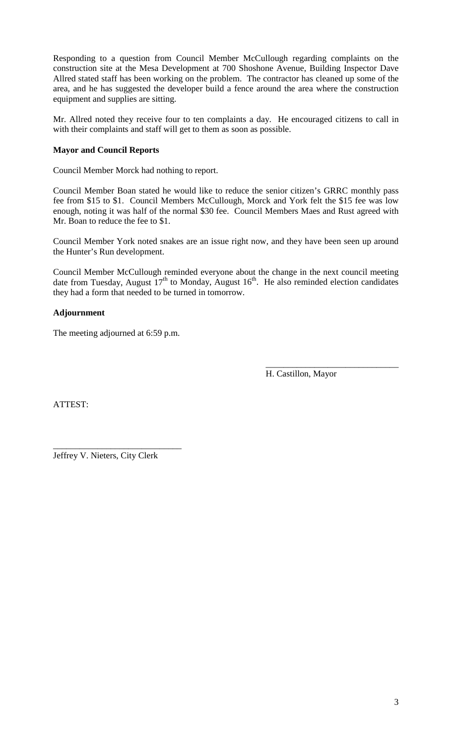Responding to a question from Council Member McCullough regarding complaints on the construction site at the Mesa Development at 700 Shoshone Avenue, Building Inspector Dave Allred stated staff has been working on the problem. The contractor has cleaned up some of the area, and he has suggested the developer build a fence around the area where the construction equipment and supplies are sitting.

Mr. Allred noted they receive four to ten complaints a day. He encouraged citizens to call in with their complaints and staff will get to them as soon as possible.

**Mayor and Council Reports**

Council Member Morck had nothing to report.

Council Member Boan stated he would like to reduce the senior citizen's GRRC monthly pass fee from $15 to $1. Council Members McCullough, Morck and York felt the $15 fee was low enough, noting it was half of the normal $30 fee. Council Members Maes and Rust agreed with Mr. Boan to reduce the fee to $1.

Council Member York noted snakes are an issue right now, and they have been seen up around the Hunter's Run development.

Council Member McCullough reminded everyone about the change in the next council meeting date from Tuesday, August 17th to Monday, August 16th. He also reminded election candidates they had a form that needed to be turned in tomorrow.

**Adjournment**

The meeting adjourned at 6:59 p.m.

______________________________
H. Castillon, Mayor

ATTEST:

______________________________
Jeffrey V. Nieters, City Clerk